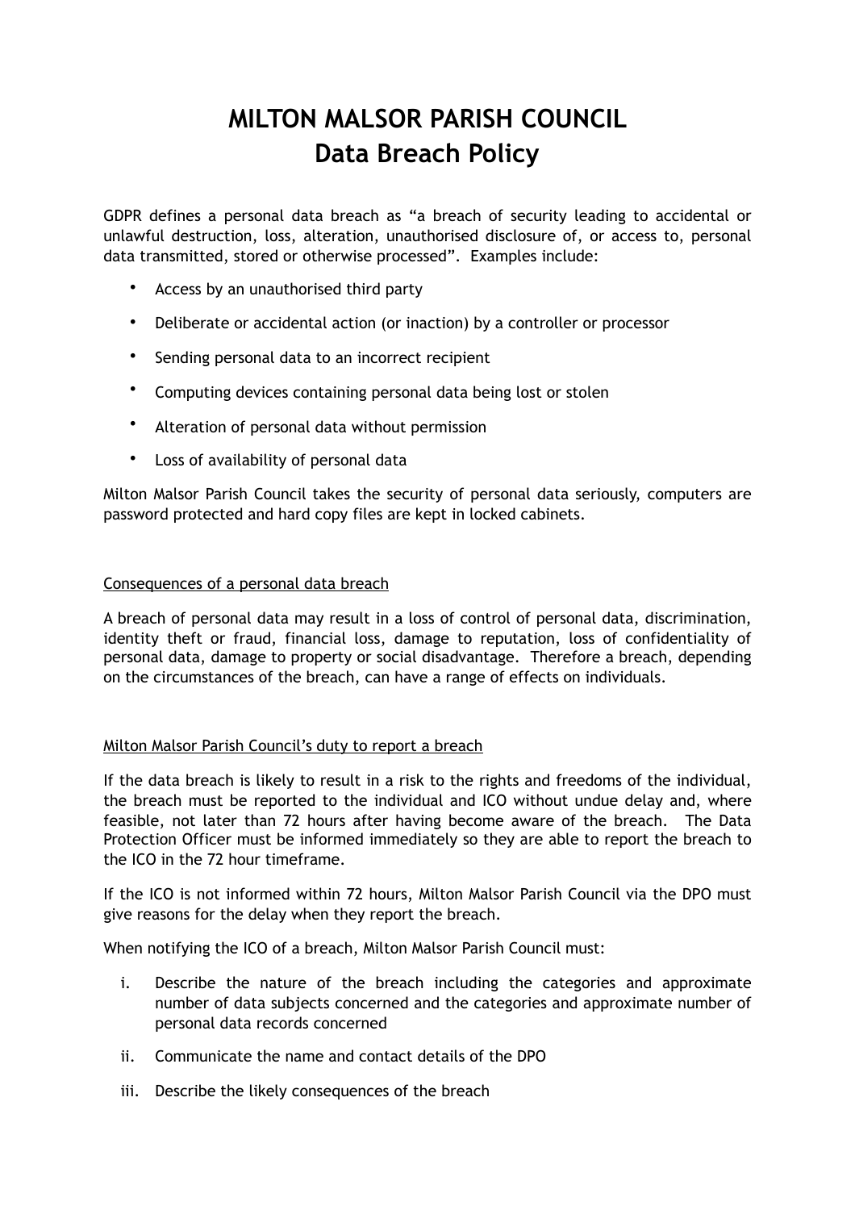# MILTON MALSOR PARISH COUNCIL
# Data Breach Policy

GDPR defines a personal data breach as "a breach of security leading to accidental or unlawful destruction, loss, alteration, unauthorised disclosure of, or access to, personal data transmitted, stored or otherwise processed". Examples include:

- Access by an unauthorised third party
- Deliberate or accidental action (or inaction) by a controller or processor
- Sending personal data to an incorrect recipient
- Computing devices containing personal data being lost or stolen
- Alteration of personal data without permission
- Loss of availability of personal data

Milton Malsor Parish Council takes the security of personal data seriously, computers are password protected and hard copy files are kept in locked cabinets.

## Consequences of a personal data breach

A breach of personal data may result in a loss of control of personal data, discrimination, identity theft or fraud, financial loss, damage to reputation, loss of confidentiality of personal data, damage to property or social disadvantage. Therefore a breach, depending on the circumstances of the breach, can have a range of effects on individuals.

## Milton Malsor Parish Council's duty to report a breach

If the data breach is likely to result in a risk to the rights and freedoms of the individual, the breach must be reported to the individual and ICO without undue delay and, where feasible, not later than 72 hours after having become aware of the breach. The Data Protection Officer must be informed immediately so they are able to report the breach to the ICO in the 72 hour timeframe.

If the ICO is not informed within 72 hours, Milton Malsor Parish Council via the DPO must give reasons for the delay when they report the breach.

When notifying the ICO of a breach, Milton Malsor Parish Council must:

i. Describe the nature of the breach including the categories and approximate number of data subjects concerned and the categories and approximate number of personal data records concerned

ii. Communicate the name and contact details of the DPO

iii. Describe the likely consequences of the breach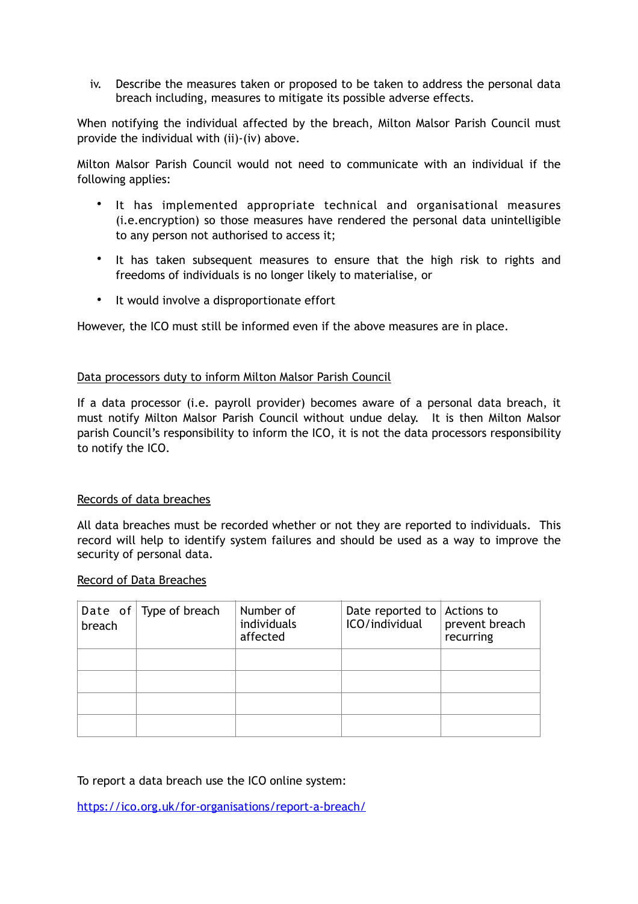iv. Describe the measures taken or proposed to be taken to address the personal data breach including, measures to mitigate its possible adverse effects.

When notifying the individual affected by the breach, Milton Malsor Parish Council must provide the individual with (ii)-(iv) above.

Milton Malsor Parish Council would not need to communicate with an individual if the following applies:

- It has implemented appropriate technical and organisational measures (i.e.encryption) so those measures have rendered the personal data unintelligible to any person not authorised to access it;
- It has taken subsequent measures to ensure that the high risk to rights and freedoms of individuals is no longer likely to materialise, or
- It would involve a disproportionate effort

However, the ICO must still be informed even if the above measures are in place.

<u>Data processors duty to inform Milton Malsor Parish Council</u>

If a data processor (i.e. payroll provider) becomes aware of a personal data breach, it must notify Milton Malsor Parish Council without undue delay. It is then Milton Malsor parish Council's responsibility to inform the ICO, it is not the data processors responsibility to notify the ICO.

<u>Records of data breaches</u>

All data breaches must be recorded whether or not they are reported to individuals. This record will help to identify system failures and should be used as a way to improve the security of personal data.

<u>Record of Data Breaches</u>

| Date of breach | Type of breach | Number of individuals affected | Date reported to ICO/individual | Actions to prevent breach recurring |
|---|---|---|---|---|
| | | | | |
| | | | | |
| | | | | |
| | | | | |

To report a data breach use the ICO online system:

https://ico.org.uk/for-organisations/report-a-breach/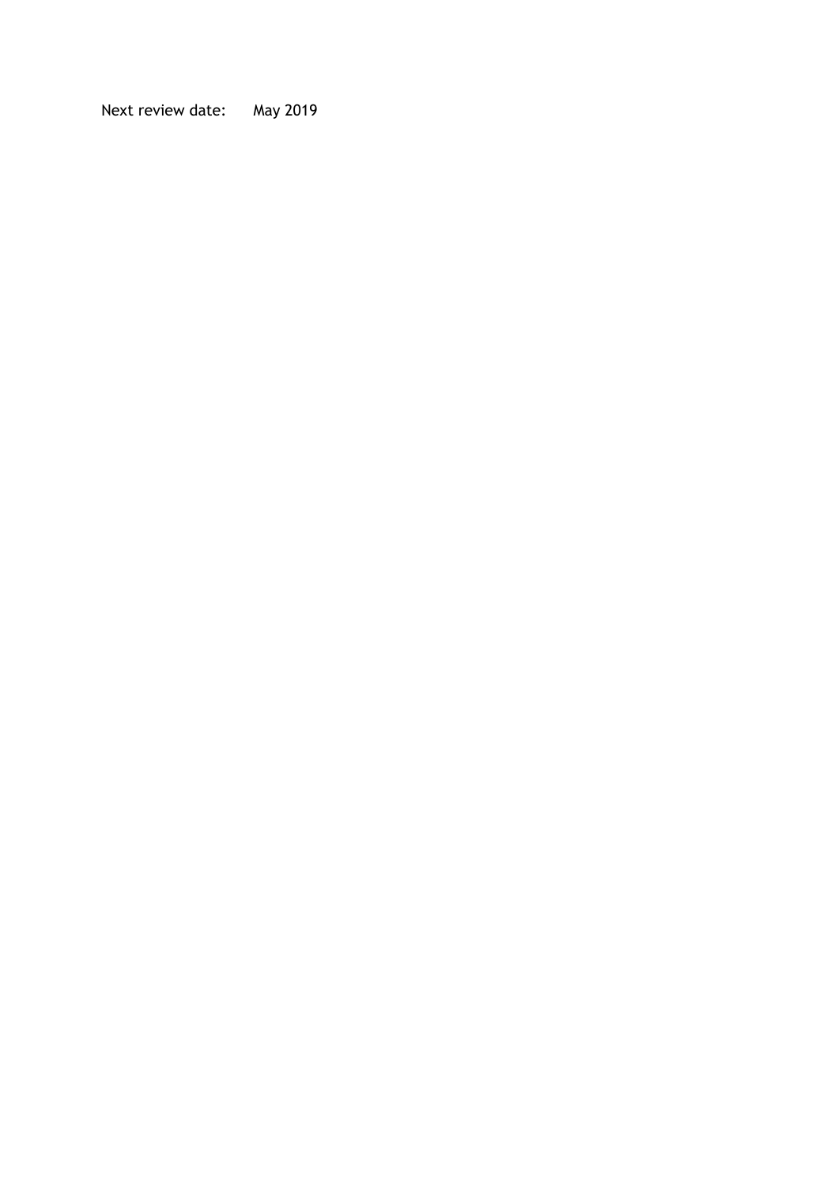Next review date: May 2019